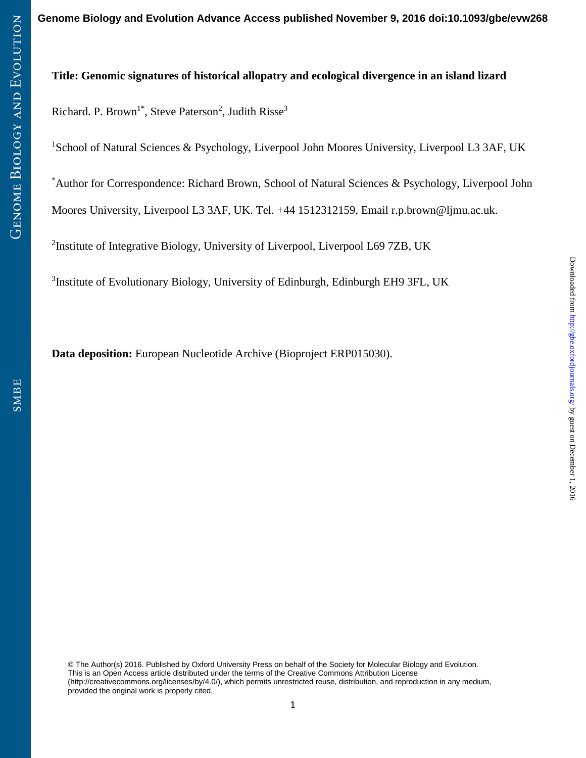**Title: Genomic signatures of historical allopatry and ecological divergence in an island lizard**

Richard. P. Brown[1*], Steve Paterson[2], Judith Risse[3]

[1]School of Natural Sciences & Psychology, Liverpool John Moores University, Liverpool L3 3AF, UK

[*]Author for Correspondence: Richard Brown, School of Natural Sciences & Psychology, Liverpool John Moores University, Liverpool L3 3AF, UK. Tel. +44 1512312159, Email r.p.brown@ljmu.ac.uk.

[2]Institute of Integrative Biology, University of Liverpool, Liverpool L69 7ZB, UK

[3]Institute of Evolutionary Biology, University of Edinburgh, Edinburgh EH9 3FL, UK

**Data deposition:** European Nucleotide Archive (Bioproject ERP015030).

© The Author(s) 2016. Published by Oxford University Press on behalf of the Society for Molecular Biology and Evolution. This is an Open Access article distributed under the terms of the Creative Commons Attribution License (http://creativecommons.org/licenses/by/4.0/), which permits unrestricted reuse, distribution, and reproduction in any medium, provided the original work is properly cited.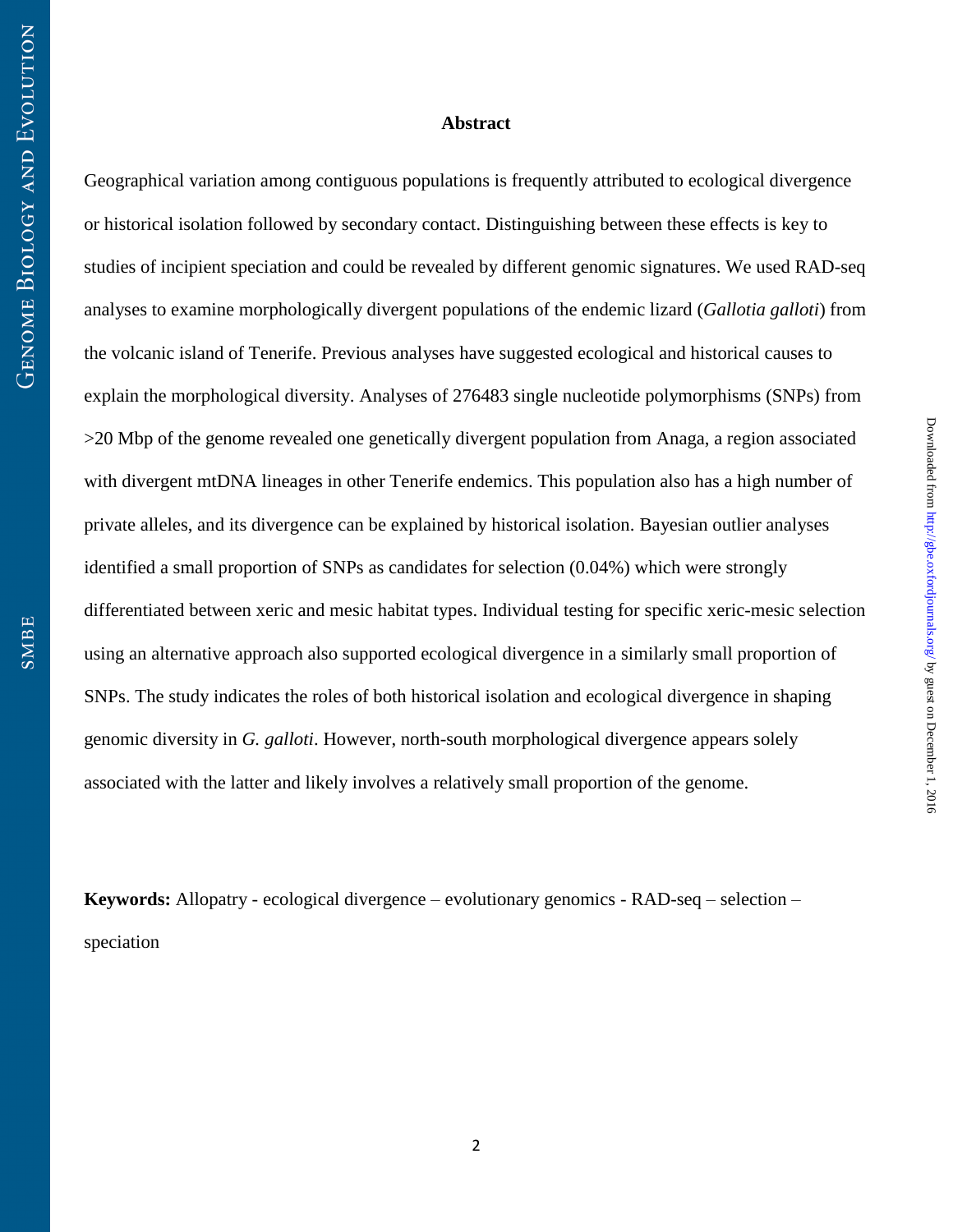## Abstract

Geographical variation among contiguous populations is frequently attributed to ecological divergence or historical isolation followed by secondary contact. Distinguishing between these effects is key to studies of incipient speciation and could be revealed by different genomic signatures. We used RAD-seq analyses to examine morphologically divergent populations of the endemic lizard (*Gallotia galloti*) from the volcanic island of Tenerife. Previous analyses have suggested ecological and historical causes to explain the morphological diversity. Analyses of 276483 single nucleotide polymorphisms (SNPs) from >20 Mbp of the genome revealed one genetically divergent population from Anaga, a region associated with divergent mtDNA lineages in other Tenerife endemics. This population also has a high number of private alleles, and its divergence can be explained by historical isolation. Bayesian outlier analyses identified a small proportion of SNPs as candidates for selection (0.04%) which were strongly differentiated between xeric and mesic habitat types. Individual testing for specific xeric-mesic selection using an alternative approach also supported ecological divergence in a similarly small proportion of SNPs. The study indicates the roles of both historical isolation and ecological divergence in shaping genomic diversity in *G. galloti*. However, north-south morphological divergence appears solely associated with the latter and likely involves a relatively small proportion of the genome.

**Keywords:** Allopatry - ecological divergence – evolutionary genomics - RAD-seq – selection – speciation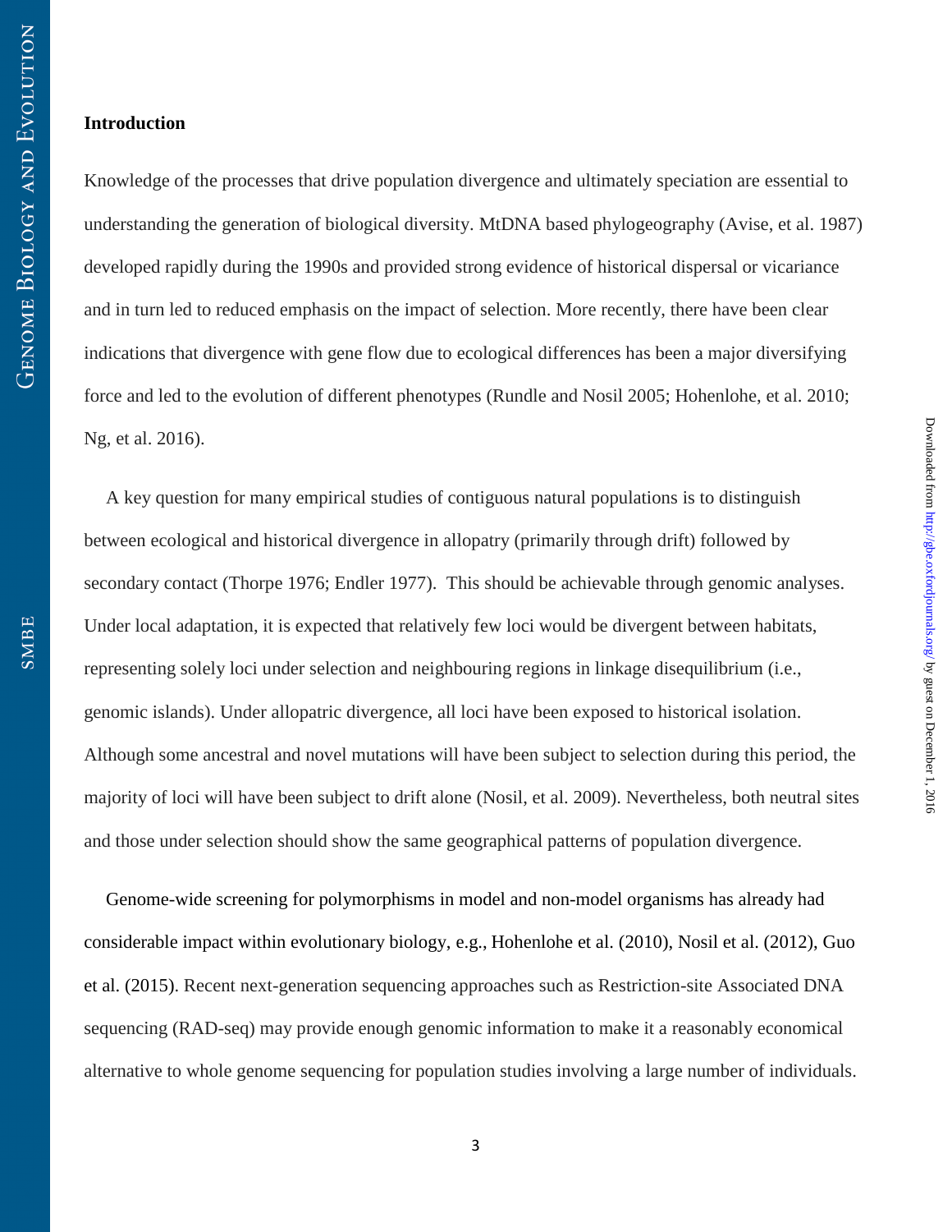## Introduction

Knowledge of the processes that drive population divergence and ultimately speciation are essential to understanding the generation of biological diversity. MtDNA based phylogeography (Avise, et al. 1987) developed rapidly during the 1990s and provided strong evidence of historical dispersal or vicariance and in turn led to reduced emphasis on the impact of selection. More recently, there have been clear indications that divergence with gene flow due to ecological differences has been a major diversifying force and led to the evolution of different phenotypes (Rundle and Nosil 2005; Hohenlohe, et al. 2010; Ng, et al. 2016).

A key question for many empirical studies of contiguous natural populations is to distinguish between ecological and historical divergence in allopatry (primarily through drift) followed by secondary contact (Thorpe 1976; Endler 1977). This should be achievable through genomic analyses. Under local adaptation, it is expected that relatively few loci would be divergent between habitats, representing solely loci under selection and neighbouring regions in linkage disequilibrium (i.e., genomic islands). Under allopatric divergence, all loci have been exposed to historical isolation. Although some ancestral and novel mutations will have been subject to selection during this period, the majority of loci will have been subject to drift alone (Nosil, et al. 2009). Nevertheless, both neutral sites and those under selection should show the same geographical patterns of population divergence.

Genome-wide screening for polymorphisms in model and non-model organisms has already had considerable impact within evolutionary biology, e.g., Hohenlohe et al. (2010), Nosil et al. (2012), Guo et al. (2015). Recent next-generation sequencing approaches such as Restriction-site Associated DNA sequencing (RAD-seq) may provide enough genomic information to make it a reasonably economical alternative to whole genome sequencing for population studies involving a large number of individuals.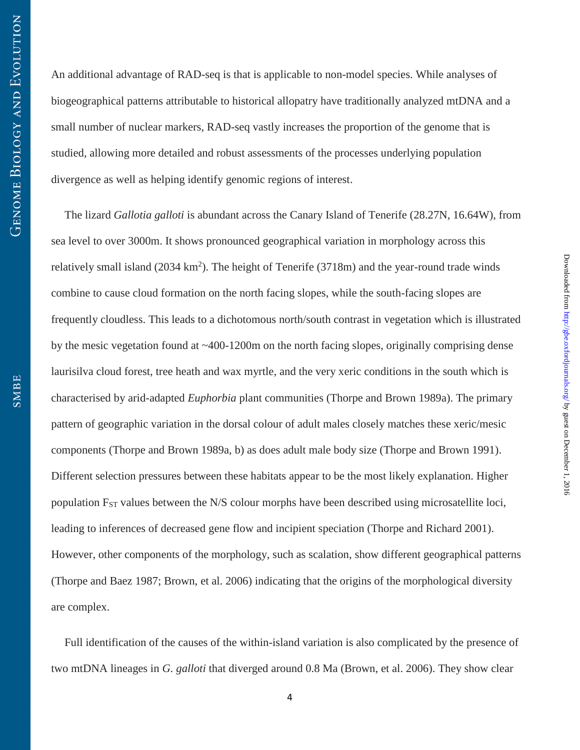An additional advantage of RAD-seq is that is applicable to non-model species. While analyses of biogeographical patterns attributable to historical allopatry have traditionally analyzed mtDNA and a small number of nuclear markers, RAD-seq vastly increases the proportion of the genome that is studied, allowing more detailed and robust assessments of the processes underlying population divergence as well as helping identify genomic regions of interest.

The lizard *Gallotia galloti* is abundant across the Canary Island of Tenerife (28.27N, 16.64W), from sea level to over 3000m. It shows pronounced geographical variation in morphology across this relatively small island (2034 km$^2$). The height of Tenerife (3718m) and the year-round trade winds combine to cause cloud formation on the north facing slopes, while the south-facing slopes are frequently cloudless. This leads to a dichotomous north/south contrast in vegetation which is illustrated by the mesic vegetation found at ~400-1200m on the north facing slopes, originally comprising dense laurisilva cloud forest, tree heath and wax myrtle, and the very xeric conditions in the south which is characterised by arid-adapted *Euphorbia* plant communities (Thorpe and Brown 1989a). The primary pattern of geographic variation in the dorsal colour of adult males closely matches these xeric/mesic components (Thorpe and Brown 1989a, b) as does adult male body size (Thorpe and Brown 1991). Different selection pressures between these habitats appear to be the most likely explanation. Higher population $F_{ST}$ values between the N/S colour morphs have been described using microsatellite loci, leading to inferences of decreased gene flow and incipient speciation (Thorpe and Richard 2001). However, other components of the morphology, such as scalation, show different geographical patterns (Thorpe and Baez 1987; Brown, et al. 2006) indicating that the origins of the morphological diversity are complex.

Full identification of the causes of the within-island variation is also complicated by the presence of two mtDNA lineages in *G. galloti* that diverged around 0.8 Ma (Brown, et al. 2006). They show clear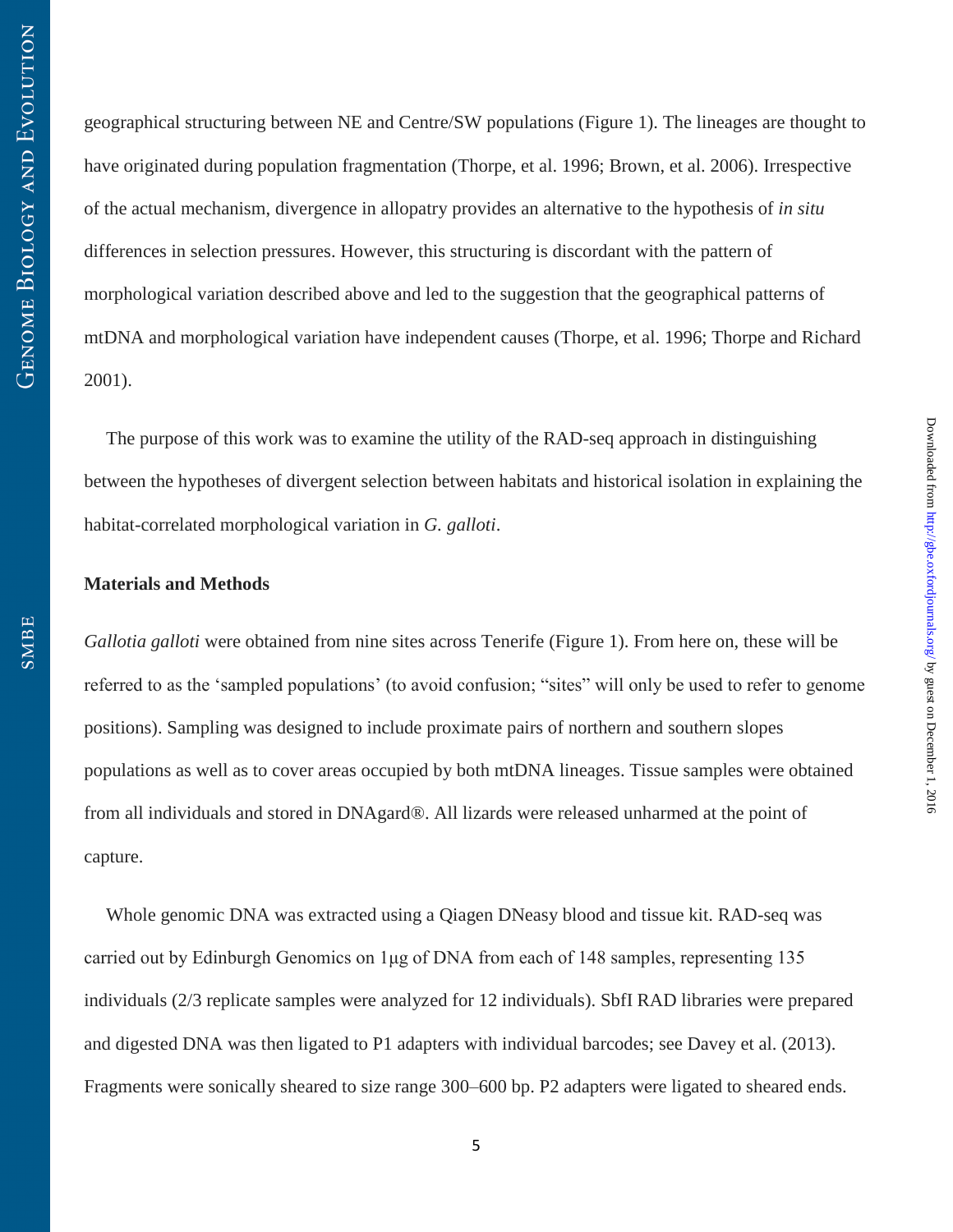geographical structuring between NE and Centre/SW populations (Figure 1). The lineages are thought to have originated during population fragmentation (Thorpe, et al. 1996; Brown, et al. 2006). Irrespective of the actual mechanism, divergence in allopatry provides an alternative to the hypothesis of *in situ* differences in selection pressures. However, this structuring is discordant with the pattern of morphological variation described above and led to the suggestion that the geographical patterns of mtDNA and morphological variation have independent causes (Thorpe, et al. 1996; Thorpe and Richard 2001).

The purpose of this work was to examine the utility of the RAD-seq approach in distinguishing between the hypotheses of divergent selection between habitats and historical isolation in explaining the habitat-correlated morphological variation in *G. galloti*.

## Materials and Methods

*Gallotia galloti* were obtained from nine sites across Tenerife (Figure 1). From here on, these will be referred to as the 'sampled populations' (to avoid confusion; "sites" will only be used to refer to genome positions). Sampling was designed to include proximate pairs of northern and southern slopes populations as well as to cover areas occupied by both mtDNA lineages. Tissue samples were obtained from all individuals and stored in DNAgard®. All lizards were released unharmed at the point of capture.

Whole genomic DNA was extracted using a Qiagen DNeasy blood and tissue kit. RAD-seq was carried out by Edinburgh Genomics on 1µg of DNA from each of 148 samples, representing 135 individuals (2/3 replicate samples were analyzed for 12 individuals). SbfI RAD libraries were prepared and digested DNA was then ligated to P1 adapters with individual barcodes; see Davey et al. (2013). Fragments were sonically sheared to size range 300–600 bp. P2 adapters were ligated to sheared ends.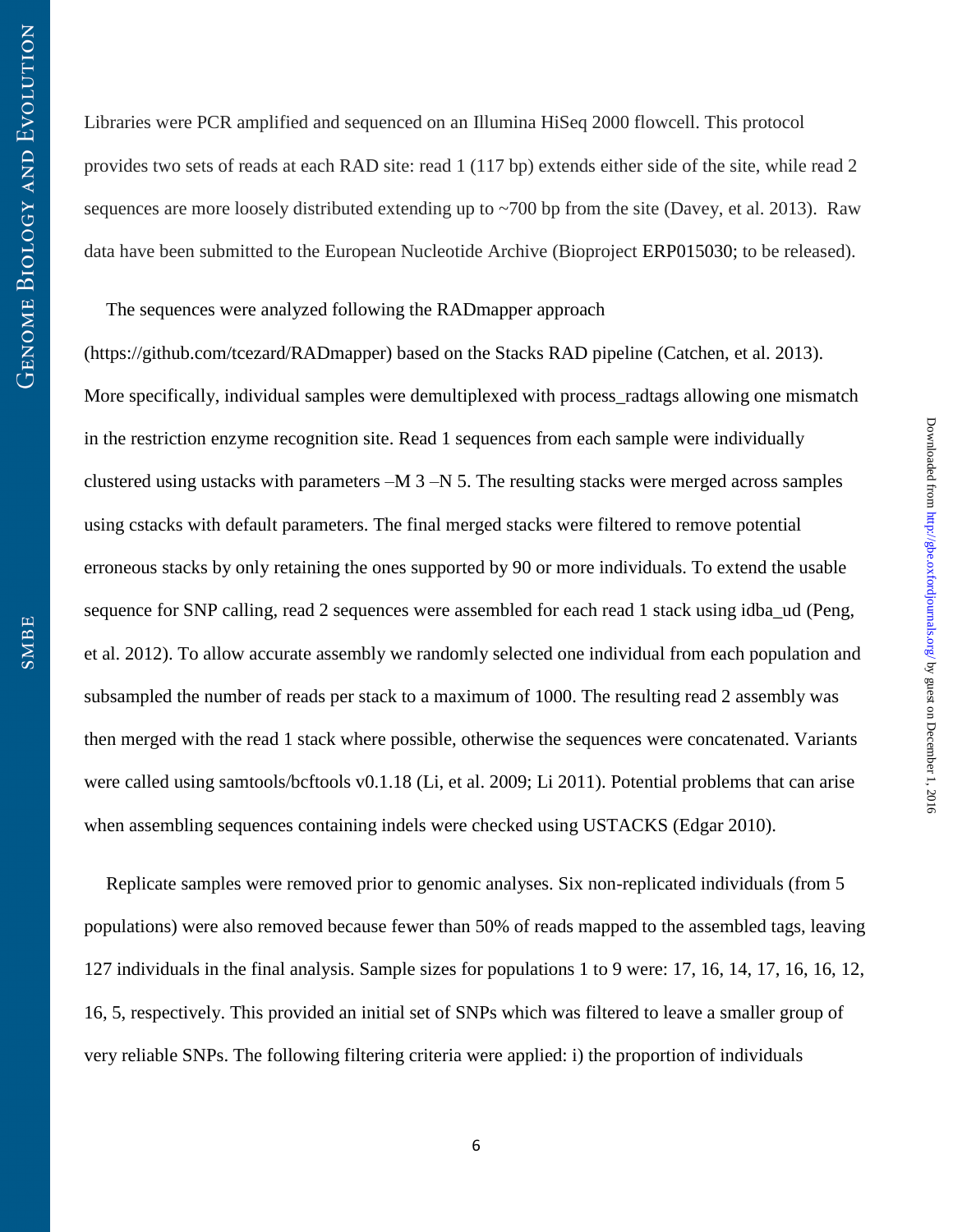Libraries were PCR amplified and sequenced on an Illumina HiSeq 2000 flowcell. This protocol provides two sets of reads at each RAD site: read 1 (117 bp) extends either side of the site, while read 2 sequences are more loosely distributed extending up to ~700 bp from the site (Davey, et al. 2013). Raw data have been submitted to the European Nucleotide Archive (Bioproject ERP015030; to be released).

The sequences were analyzed following the RADmapper approach (https://github.com/tcezard/RADmapper) based on the Stacks RAD pipeline (Catchen, et al. 2013). More specifically, individual samples were demultiplexed with process_radtags allowing one mismatch in the restriction enzyme recognition site. Read 1 sequences from each sample were individually clustered using ustacks with parameters –M 3 –N 5. The resulting stacks were merged across samples using cstacks with default parameters. The final merged stacks were filtered to remove potential erroneous stacks by only retaining the ones supported by 90 or more individuals. To extend the usable sequence for SNP calling, read 2 sequences were assembled for each read 1 stack using idba_ud (Peng, et al. 2012). To allow accurate assembly we randomly selected one individual from each population and subsampled the number of reads per stack to a maximum of 1000. The resulting read 2 assembly was then merged with the read 1 stack where possible, otherwise the sequences were concatenated. Variants were called using samtools/bcftools v0.1.18 (Li, et al. 2009; Li 2011). Potential problems that can arise when assembling sequences containing indels were checked using USTACKS (Edgar 2010).

Replicate samples were removed prior to genomic analyses. Six non-replicated individuals (from 5 populations) were also removed because fewer than 50% of reads mapped to the assembled tags, leaving 127 individuals in the final analysis. Sample sizes for populations 1 to 9 were: 17, 16, 14, 17, 16, 16, 12, 16, 5, respectively. This provided an initial set of SNPs which was filtered to leave a smaller group of very reliable SNPs. The following filtering criteria were applied: i) the proportion of individuals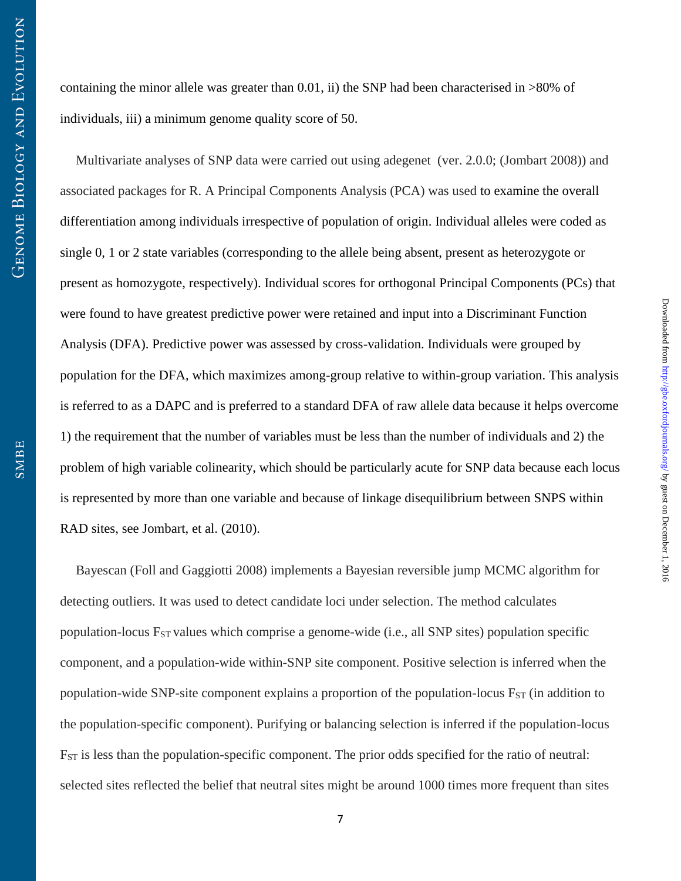containing the minor allele was greater than 0.01, ii) the SNP had been characterised in >80% of individuals, iii) a minimum genome quality score of 50.

Multivariate analyses of SNP data were carried out using adegenet (ver. 2.0.0; (Jombart 2008)) and associated packages for R. A Principal Components Analysis (PCA) was used to examine the overall differentiation among individuals irrespective of population of origin. Individual alleles were coded as single 0, 1 or 2 state variables (corresponding to the allele being absent, present as heterozygote or present as homozygote, respectively). Individual scores for orthogonal Principal Components (PCs) that were found to have greatest predictive power were retained and input into a Discriminant Function Analysis (DFA). Predictive power was assessed by cross-validation. Individuals were grouped by population for the DFA, which maximizes among-group relative to within-group variation. This analysis is referred to as a DAPC and is preferred to a standard DFA of raw allele data because it helps overcome 1) the requirement that the number of variables must be less than the number of individuals and 2) the problem of high variable colinearity, which should be particularly acute for SNP data because each locus is represented by more than one variable and because of linkage disequilibrium between SNPS within RAD sites, see Jombart, et al. (2010).

Bayescan (Foll and Gaggiotti 2008) implements a Bayesian reversible jump MCMC algorithm for detecting outliers. It was used to detect candidate loci under selection. The method calculates population-locus $F_{ST}$ values which comprise a genome-wide (i.e., all SNP sites) population specific component, and a population-wide within-SNP site component. Positive selection is inferred when the population-wide SNP-site component explains a proportion of the population-locus $F_{ST}$ (in addition to the population-specific component). Purifying or balancing selection is inferred if the population-locus $F_{ST}$ is less than the population-specific component. The prior odds specified for the ratio of neutral: selected sites reflected the belief that neutral sites might be around 1000 times more frequent than sites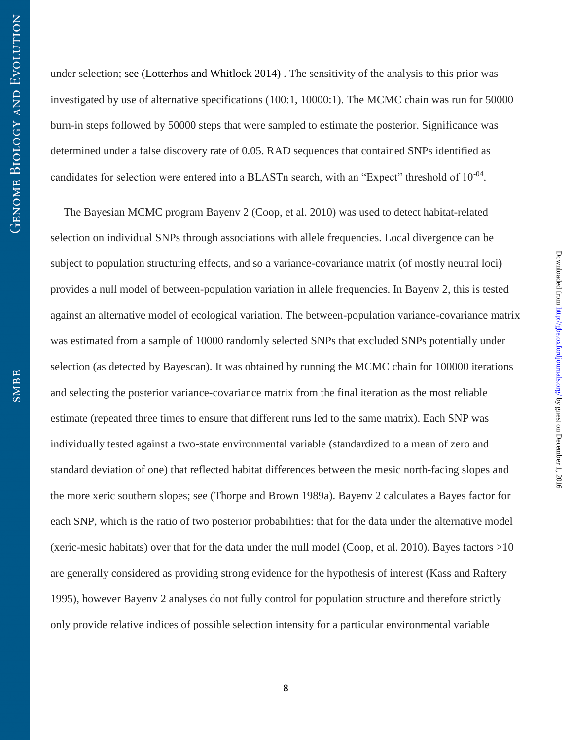under selection; see (Lotterhos and Whitlock 2014) . The sensitivity of the analysis to this prior was investigated by use of alternative specifications (100:1, 10000:1). The MCMC chain was run for 50000 burn-in steps followed by 50000 steps that were sampled to estimate the posterior. Significance was determined under a false discovery rate of 0.05. RAD sequences that contained SNPs identified as candidates for selection were entered into a BLASTn search, with an "Expect" threshold of $10^{-04}$.

The Bayesian MCMC program Bayenv 2 (Coop, et al. 2010) was used to detect habitat-related selection on individual SNPs through associations with allele frequencies. Local divergence can be subject to population structuring effects, and so a variance-covariance matrix (of mostly neutral loci) provides a null model of between-population variation in allele frequencies. In Bayenv 2, this is tested against an alternative model of ecological variation. The between-population variance-covariance matrix was estimated from a sample of 10000 randomly selected SNPs that excluded SNPs potentially under selection (as detected by Bayescan). It was obtained by running the MCMC chain for 100000 iterations and selecting the posterior variance-covariance matrix from the final iteration as the most reliable estimate (repeated three times to ensure that different runs led to the same matrix). Each SNP was individually tested against a two-state environmental variable (standardized to a mean of zero and standard deviation of one) that reflected habitat differences between the mesic north-facing slopes and the more xeric southern slopes; see (Thorpe and Brown 1989a). Bayenv 2 calculates a Bayes factor for each SNP, which is the ratio of two posterior probabilities: that for the data under the alternative model (xeric-mesic habitats) over that for the data under the null model (Coop, et al. 2010). Bayes factors >10 are generally considered as providing strong evidence for the hypothesis of interest (Kass and Raftery 1995), however Bayenv 2 analyses do not fully control for population structure and therefore strictly only provide relative indices of possible selection intensity for a particular environmental variable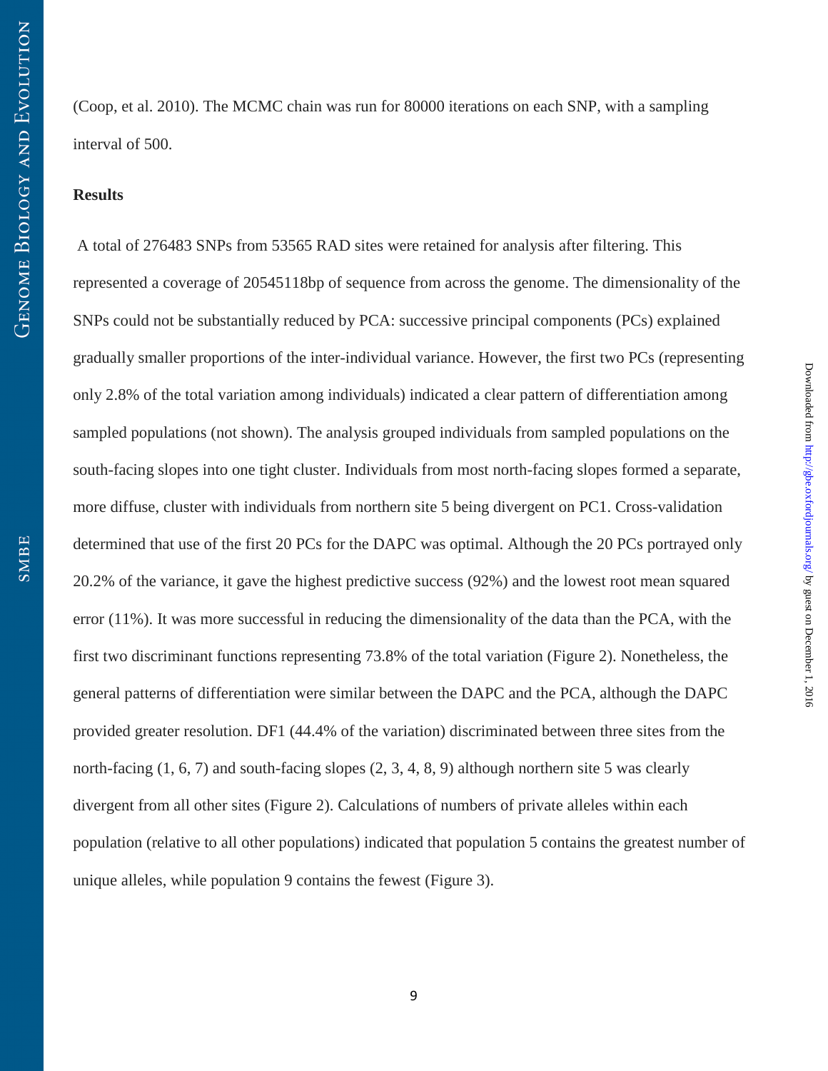(Coop, et al. 2010). The MCMC chain was run for 80000 iterations on each SNP, with a sampling interval of 500.

## Results

A total of 276483 SNPs from 53565 RAD sites were retained for analysis after filtering. This represented a coverage of 20545118bp of sequence from across the genome. The dimensionality of the SNPs could not be substantially reduced by PCA: successive principal components (PCs) explained gradually smaller proportions of the inter-individual variance. However, the first two PCs (representing only 2.8% of the total variation among individuals) indicated a clear pattern of differentiation among sampled populations (not shown). The analysis grouped individuals from sampled populations on the south-facing slopes into one tight cluster. Individuals from most north-facing slopes formed a separate, more diffuse, cluster with individuals from northern site 5 being divergent on PC1. Cross-validation determined that use of the first 20 PCs for the DAPC was optimal. Although the 20 PCs portrayed only 20.2% of the variance, it gave the highest predictive success (92%) and the lowest root mean squared error (11%). It was more successful in reducing the dimensionality of the data than the PCA, with the first two discriminant functions representing 73.8% of the total variation (Figure 2). Nonetheless, the general patterns of differentiation were similar between the DAPC and the PCA, although the DAPC provided greater resolution. DF1 (44.4% of the variation) discriminated between three sites from the north-facing (1, 6, 7) and south-facing slopes (2, 3, 4, 8, 9) although northern site 5 was clearly divergent from all other sites (Figure 2). Calculations of numbers of private alleles within each population (relative to all other populations) indicated that population 5 contains the greatest number of unique alleles, while population 9 contains the fewest (Figure 3).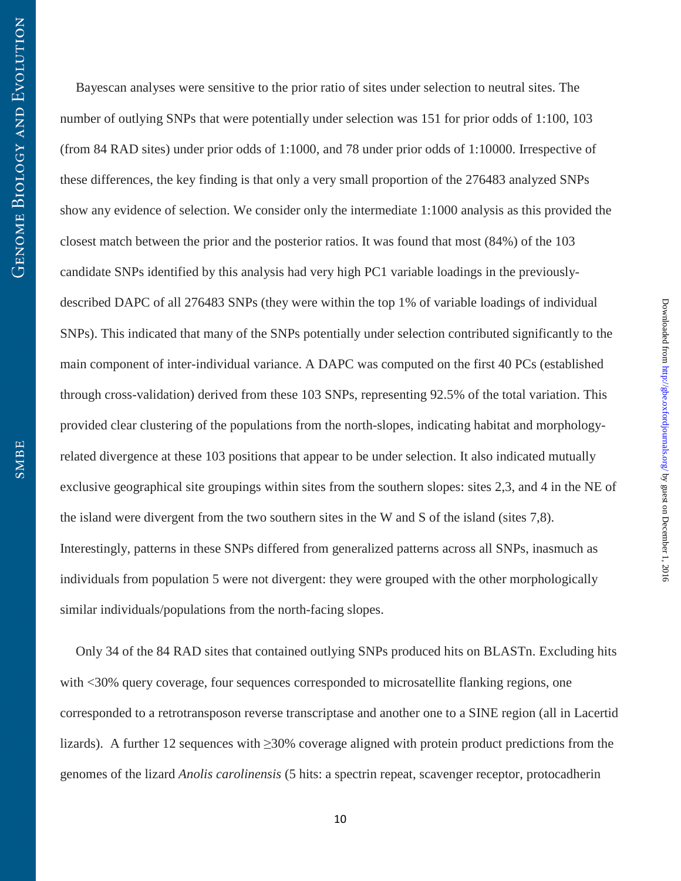Bayescan analyses were sensitive to the prior ratio of sites under selection to neutral sites. The number of outlying SNPs that were potentially under selection was 151 for prior odds of 1:100, 103 (from 84 RAD sites) under prior odds of 1:1000, and 78 under prior odds of 1:10000. Irrespective of these differences, the key finding is that only a very small proportion of the 276483 analyzed SNPs show any evidence of selection. We consider only the intermediate 1:1000 analysis as this provided the closest match between the prior and the posterior ratios. It was found that most (84%) of the 103 candidate SNPs identified by this analysis had very high PC1 variable loadings in the previously-described DAPC of all 276483 SNPs (they were within the top 1% of variable loadings of individual SNPs). This indicated that many of the SNPs potentially under selection contributed significantly to the main component of inter-individual variance. A DAPC was computed on the first 40 PCs (established through cross-validation) derived from these 103 SNPs, representing 92.5% of the total variation. This provided clear clustering of the populations from the north-slopes, indicating habitat and morphology-related divergence at these 103 positions that appear to be under selection. It also indicated mutually exclusive geographical site groupings within sites from the southern slopes: sites 2,3, and 4 in the NE of the island were divergent from the two southern sites in the W and S of the island (sites 7,8). Interestingly, patterns in these SNPs differed from generalized patterns across all SNPs, inasmuch as individuals from population 5 were not divergent: they were grouped with the other morphologically similar individuals/populations from the north-facing slopes.

Only 34 of the 84 RAD sites that contained outlying SNPs produced hits on BLASTn. Excluding hits with <30% query coverage, four sequences corresponded to microsatellite flanking regions, one corresponded to a retrotransposon reverse transcriptase and another one to a SINE region (all in Lacertid lizards). A further 12 sequences with ≥30% coverage aligned with protein product predictions from the genomes of the lizard *Anolis carolinensis* (5 hits: a spectrin repeat, scavenger receptor, protocadherin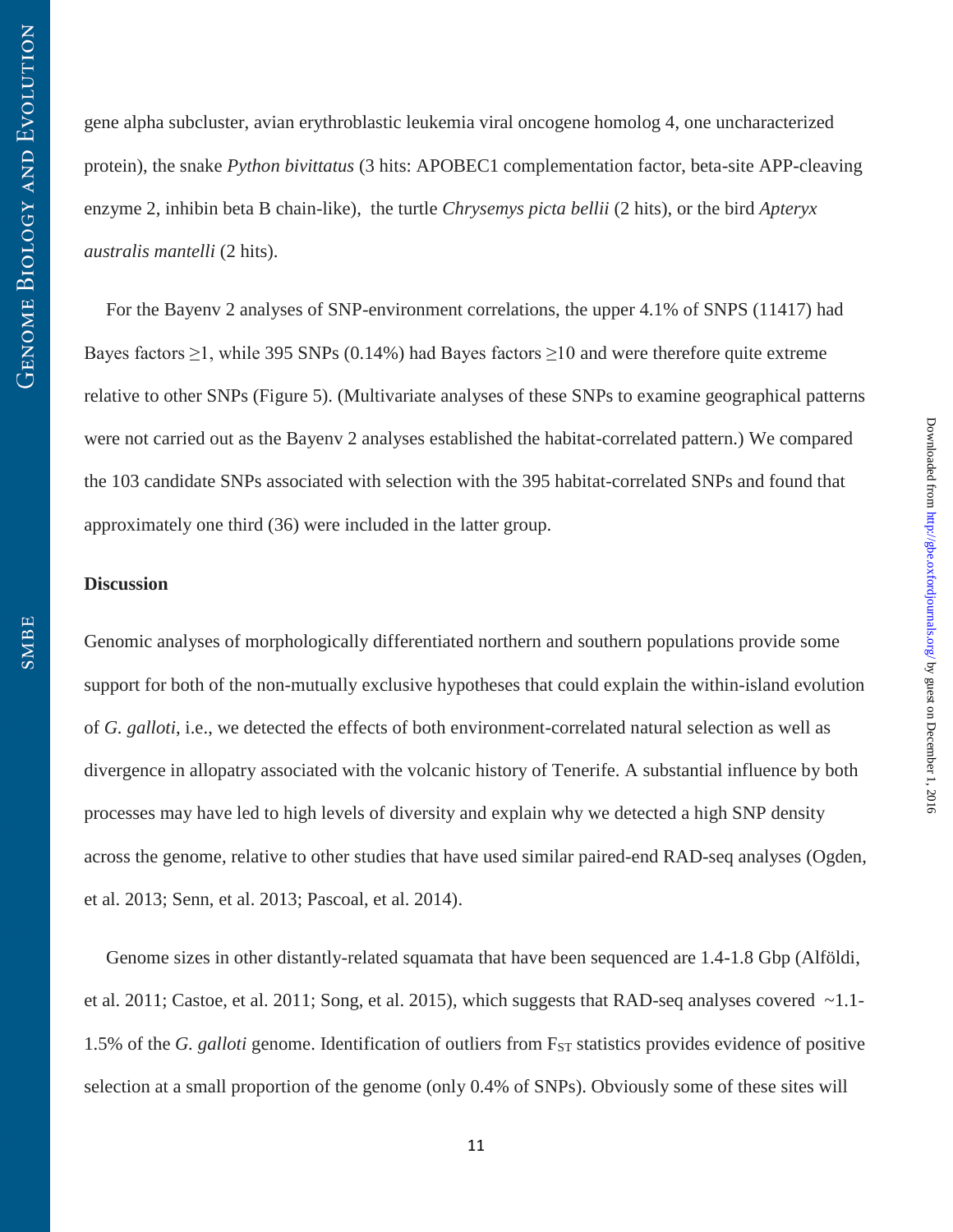gene alpha subcluster, avian erythroblastic leukemia viral oncogene homolog 4, one uncharacterized protein), the snake *Python bivittatus* (3 hits: APOBEC1 complementation factor, beta-site APP-cleaving enzyme 2, inhibin beta B chain-like), the turtle *Chrysemys picta bellii* (2 hits), or the bird *Apteryx australis mantelli* (2 hits).

For the Bayenv 2 analyses of SNP-environment correlations, the upper 4.1% of SNPS (11417) had Bayes factors ≥1, while 395 SNPs (0.14%) had Bayes factors ≥10 and were therefore quite extreme relative to other SNPs (Figure 5). (Multivariate analyses of these SNPs to examine geographical patterns were not carried out as the Bayenv 2 analyses established the habitat-correlated pattern.) We compared the 103 candidate SNPs associated with selection with the 395 habitat-correlated SNPs and found that approximately one third (36) were included in the latter group.

**Discussion**

Genomic analyses of morphologically differentiated northern and southern populations provide some support for both of the non-mutually exclusive hypotheses that could explain the within-island evolution of *G. galloti*, i.e., we detected the effects of both environment-correlated natural selection as well as divergence in allopatry associated with the volcanic history of Tenerife. A substantial influence by both processes may have led to high levels of diversity and explain why we detected a high SNP density across the genome, relative to other studies that have used similar paired-end RAD-seq analyses (Ogden, et al. 2013; Senn, et al. 2013; Pascoal, et al. 2014).

Genome sizes in other distantly-related squamata that have been sequenced are 1.4-1.8 Gbp (Alföldi, et al. 2011; Castoe, et al. 2011; Song, et al. 2015), which suggests that RAD-seq analyses covered ~1.1-1.5% of the *G. galloti* genome. Identification of outliers from $F_{ST}$ statistics provides evidence of positive selection at a small proportion of the genome (only 0.4% of SNPs). Obviously some of these sites will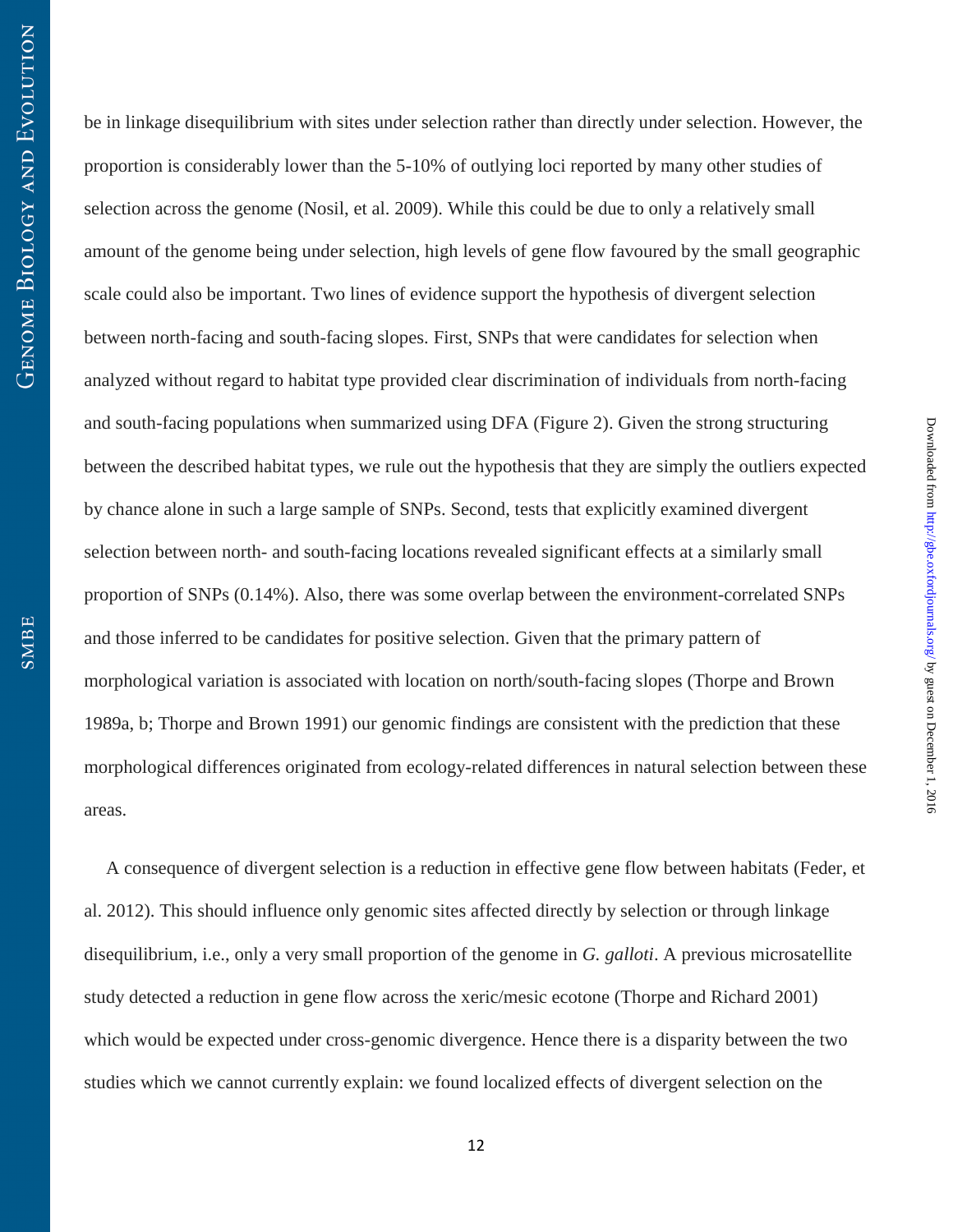be in linkage disequilibrium with sites under selection rather than directly under selection. However, the proportion is considerably lower than the 5-10% of outlying loci reported by many other studies of selection across the genome (Nosil, et al. 2009). While this could be due to only a relatively small amount of the genome being under selection, high levels of gene flow favoured by the small geographic scale could also be important. Two lines of evidence support the hypothesis of divergent selection between north-facing and south-facing slopes. First, SNPs that were candidates for selection when analyzed without regard to habitat type provided clear discrimination of individuals from north-facing and south-facing populations when summarized using DFA (Figure 2). Given the strong structuring between the described habitat types, we rule out the hypothesis that they are simply the outliers expected by chance alone in such a large sample of SNPs. Second, tests that explicitly examined divergent selection between north- and south-facing locations revealed significant effects at a similarly small proportion of SNPs (0.14%). Also, there was some overlap between the environment-correlated SNPs and those inferred to be candidates for positive selection. Given that the primary pattern of morphological variation is associated with location on north/south-facing slopes (Thorpe and Brown 1989a, b; Thorpe and Brown 1991) our genomic findings are consistent with the prediction that these morphological differences originated from ecology-related differences in natural selection between these areas.

A consequence of divergent selection is a reduction in effective gene flow between habitats (Feder, et al. 2012). This should influence only genomic sites affected directly by selection or through linkage disequilibrium, i.e., only a very small proportion of the genome in *G. galloti*. A previous microsatellite study detected a reduction in gene flow across the xeric/mesic ecotone (Thorpe and Richard 2001) which would be expected under cross-genomic divergence. Hence there is a disparity between the two studies which we cannot currently explain: we found localized effects of divergent selection on the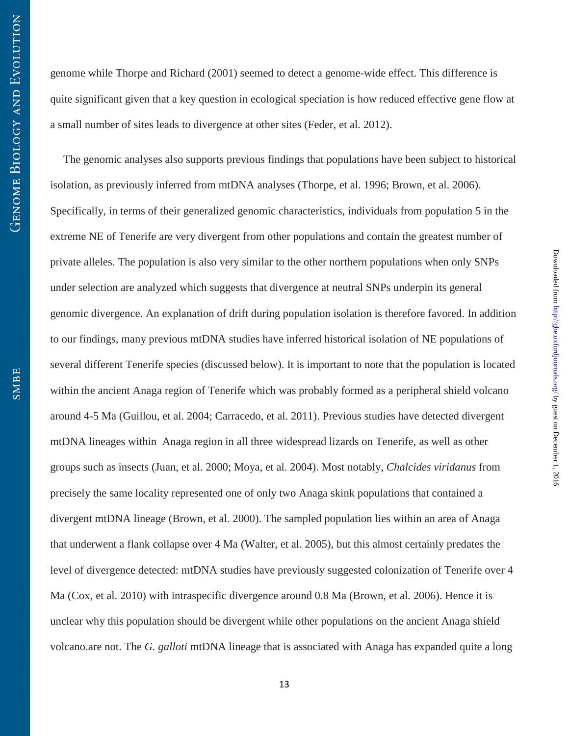genome while Thorpe and Richard (2001) seemed to detect a genome-wide effect. This difference is quite significant given that a key question in ecological speciation is how reduced effective gene flow at a small number of sites leads to divergence at other sites (Feder, et al. 2012).

The genomic analyses also supports previous findings that populations have been subject to historical isolation, as previously inferred from mtDNA analyses (Thorpe, et al. 1996; Brown, et al. 2006). Specifically, in terms of their generalized genomic characteristics, individuals from population 5 in the extreme NE of Tenerife are very divergent from other populations and contain the greatest number of private alleles. The population is also very similar to the other northern populations when only SNPs under selection are analyzed which suggests that divergence at neutral SNPs underpin its general genomic divergence. An explanation of drift during population isolation is therefore favored. In addition to our findings, many previous mtDNA studies have inferred historical isolation of NE populations of several different Tenerife species (discussed below). It is important to note that the population is located within the ancient Anaga region of Tenerife which was probably formed as a peripheral shield volcano around 4-5 Ma (Guillou, et al. 2004; Carracedo, et al. 2011). Previous studies have detected divergent mtDNA lineages within Anaga region in all three widespread lizards on Tenerife, as well as other groups such as insects (Juan, et al. 2000; Moya, et al. 2004). Most notably, *Chalcides viridanus* from precisely the same locality represented one of only two Anaga skink populations that contained a divergent mtDNA lineage (Brown, et al. 2000). The sampled population lies within an area of Anaga that underwent a flank collapse over 4 Ma (Walter, et al. 2005), but this almost certainly predates the level of divergence detected: mtDNA studies have previously suggested colonization of Tenerife over 4 Ma (Cox, et al. 2010) with intraspecific divergence around 0.8 Ma (Brown, et al. 2006). Hence it is unclear why this population should be divergent while other populations on the ancient Anaga shield volcano.are not. The *G. galloti* mtDNA lineage that is associated with Anaga has expanded quite a long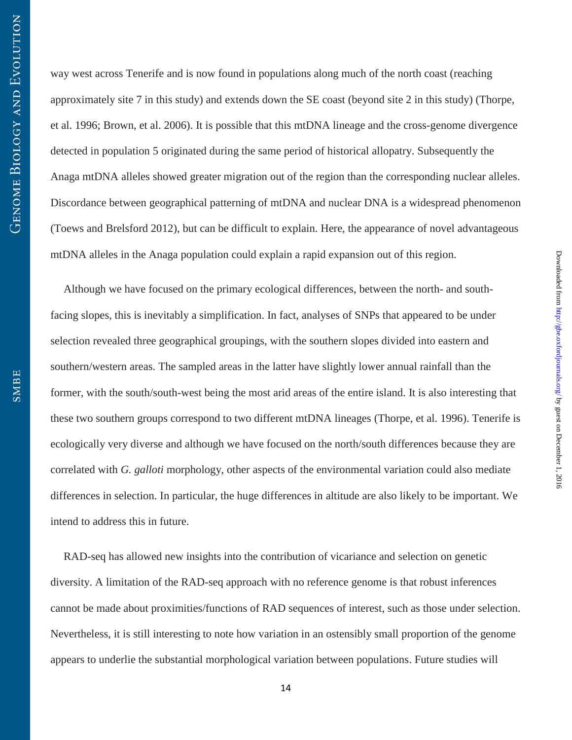way west across Tenerife and is now found in populations along much of the north coast (reaching approximately site 7 in this study) and extends down the SE coast (beyond site 2 in this study) (Thorpe, et al. 1996; Brown, et al. 2006). It is possible that this mtDNA lineage and the cross-genome divergence detected in population 5 originated during the same period of historical allopatry. Subsequently the Anaga mtDNA alleles showed greater migration out of the region than the corresponding nuclear alleles. Discordance between geographical patterning of mtDNA and nuclear DNA is a widespread phenomenon (Toews and Brelsford 2012), but can be difficult to explain. Here, the appearance of novel advantageous mtDNA alleles in the Anaga population could explain a rapid expansion out of this region.

Although we have focused on the primary ecological differences, between the north- and south-facing slopes, this is inevitably a simplification. In fact, analyses of SNPs that appeared to be under selection revealed three geographical groupings, with the southern slopes divided into eastern and southern/western areas. The sampled areas in the latter have slightly lower annual rainfall than the former, with the south/south-west being the most arid areas of the entire island. It is also interesting that these two southern groups correspond to two different mtDNA lineages (Thorpe, et al. 1996). Tenerife is ecologically very diverse and although we have focused on the north/south differences because they are correlated with *G. galloti* morphology, other aspects of the environmental variation could also mediate differences in selection. In particular, the huge differences in altitude are also likely to be important. We intend to address this in future.

RAD-seq has allowed new insights into the contribution of vicariance and selection on genetic diversity. A limitation of the RAD-seq approach with no reference genome is that robust inferences cannot be made about proximities/functions of RAD sequences of interest, such as those under selection. Nevertheless, it is still interesting to note how variation in an ostensibly small proportion of the genome appears to underlie the substantial morphological variation between populations. Future studies will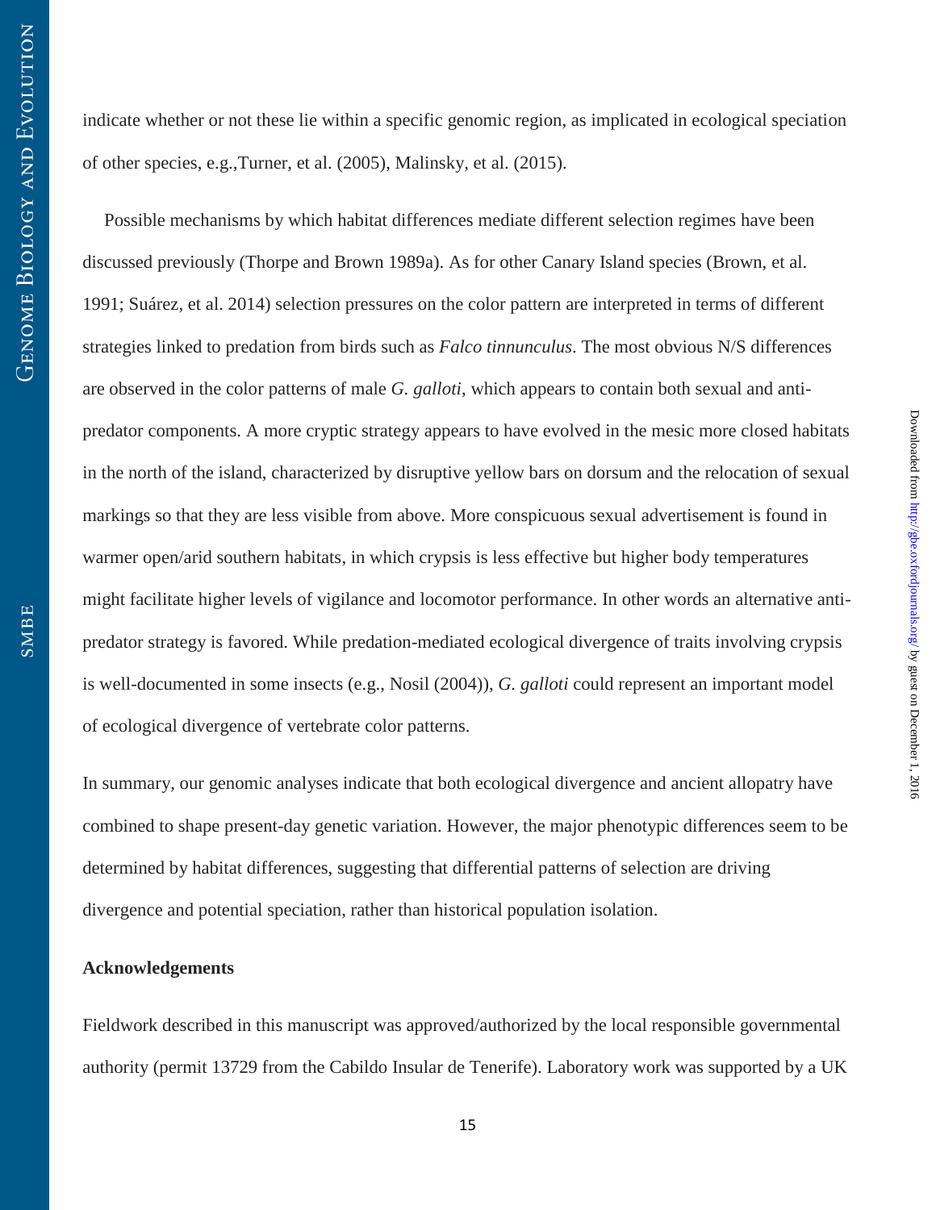indicate whether or not these lie within a specific genomic region, as implicated in ecological speciation of other species, e.g.,Turner, et al. (2005), Malinsky, et al. (2015).

Possible mechanisms by which habitat differences mediate different selection regimes have been discussed previously (Thorpe and Brown 1989a). As for other Canary Island species (Brown, et al. 1991; Suárez, et al. 2014) selection pressures on the color pattern are interpreted in terms of different strategies linked to predation from birds such as *Falco tinnunculus*. The most obvious N/S differences are observed in the color patterns of male *G. galloti*, which appears to contain both sexual and anti-predator components. A more cryptic strategy appears to have evolved in the mesic more closed habitats in the north of the island, characterized by disruptive yellow bars on dorsum and the relocation of sexual markings so that they are less visible from above. More conspicuous sexual advertisement is found in warmer open/arid southern habitats, in which crypsis is less effective but higher body temperatures might facilitate higher levels of vigilance and locomotor performance. In other words an alternative anti-predator strategy is favored. While predation-mediated ecological divergence of traits involving crypsis is well-documented in some insects (e.g., Nosil (2004)), *G. galloti* could represent an important model of ecological divergence of vertebrate color patterns.

In summary, our genomic analyses indicate that both ecological divergence and ancient allopatry have combined to shape present-day genetic variation. However, the major phenotypic differences seem to be determined by habitat differences, suggesting that differential patterns of selection are driving divergence and potential speciation, rather than historical population isolation.

**Acknowledgements**

Fieldwork described in this manuscript was approved/authorized by the local responsible governmental authority (permit 13729 from the Cabildo Insular de Tenerife). Laboratory work was supported by a UK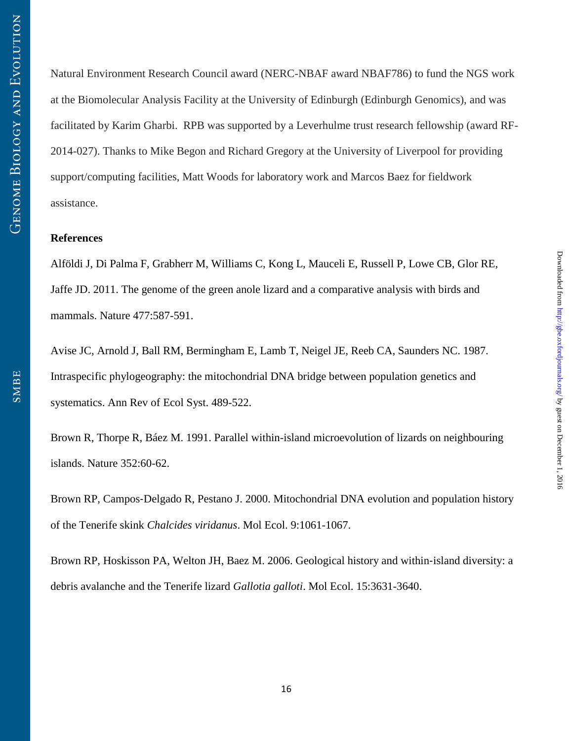Natural Environment Research Council award (NERC-NBAF award NBAF786) to fund the NGS work at the Biomolecular Analysis Facility at the University of Edinburgh (Edinburgh Genomics), and was facilitated by Karim Gharbi. RPB was supported by a Leverhulme trust research fellowship (award RF-2014-027). Thanks to Mike Begon and Richard Gregory at the University of Liverpool for providing support/computing facilities, Matt Woods for laboratory work and Marcos Baez for fieldwork assistance.

**References**

Alföldi J, Di Palma F, Grabherr M, Williams C, Kong L, Mauceli E, Russell P, Lowe CB, Glor RE, Jaffe JD. 2011. The genome of the green anole lizard and a comparative analysis with birds and mammals. Nature 477:587-591.

Avise JC, Arnold J, Ball RM, Bermingham E, Lamb T, Neigel JE, Reeb CA, Saunders NC. 1987. Intraspecific phylogeography: the mitochondrial DNA bridge between population genetics and systematics. Ann Rev of Ecol Syst. 489-522.

Brown R, Thorpe R, Báez M. 1991. Parallel within-island microevolution of lizards on neighbouring islands. Nature 352:60-62.

Brown RP, Campos-Delgado R, Pestano J. 2000. Mitochondrial DNA evolution and population history of the Tenerife skink *Chalcides viridanus*. Mol Ecol. 9:1061-1067.

Brown RP, Hoskisson PA, Welton JH, Baez M. 2006. Geological history and within-island diversity: a debris avalanche and the Tenerife lizard *Gallotia galloti*. Mol Ecol. 15:3631-3640.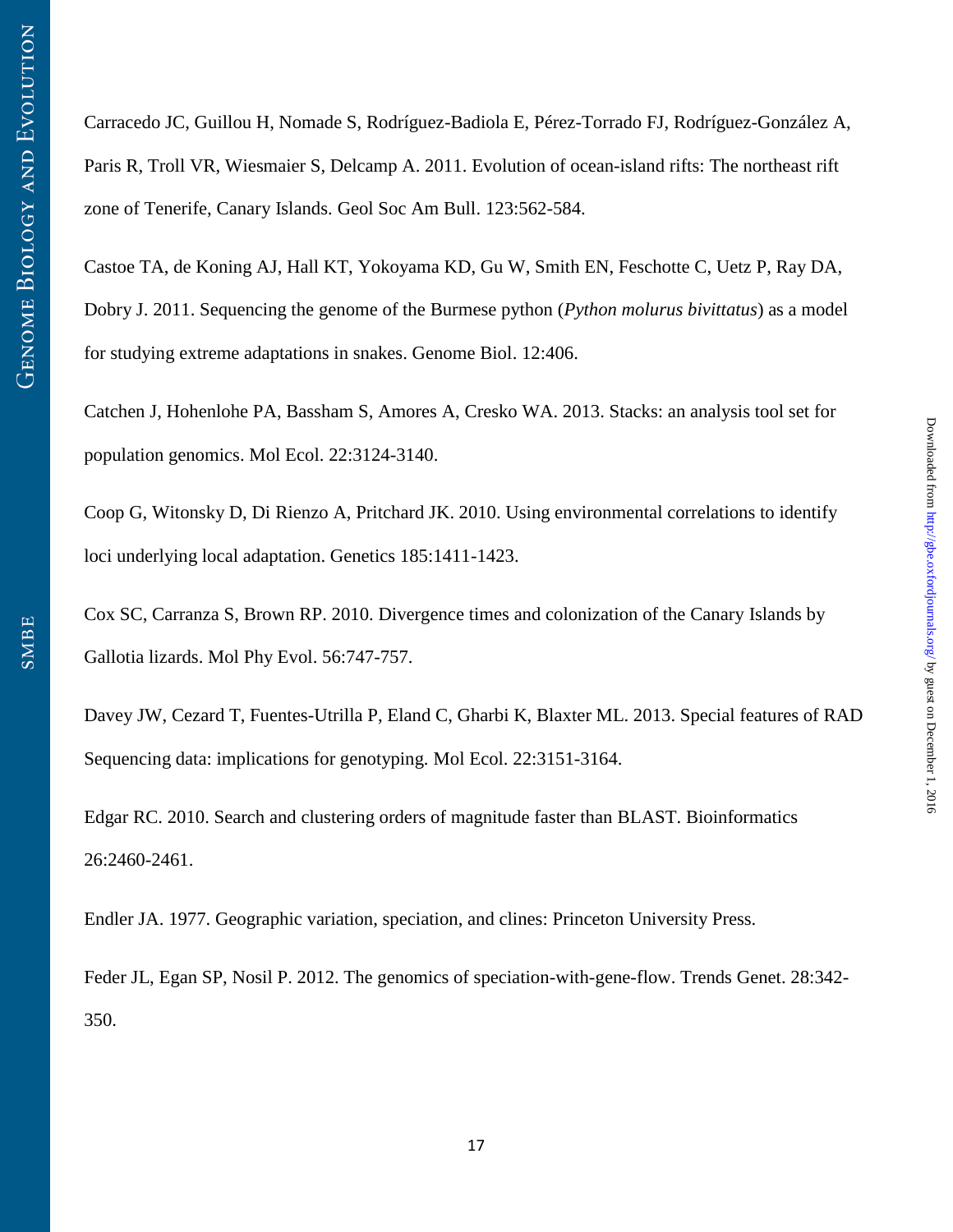Carracedo JC, Guillou H, Nomade S, Rodríguez-Badiola E, Pérez-Torrado FJ, Rodríguez-González A, Paris R, Troll VR, Wiesmaier S, Delcamp A. 2011. Evolution of ocean-island rifts: The northeast rift zone of Tenerife, Canary Islands. Geol Soc Am Bull. 123:562-584.

Castoe TA, de Koning AJ, Hall KT, Yokoyama KD, Gu W, Smith EN, Feschotte C, Uetz P, Ray DA, Dobry J. 2011. Sequencing the genome of the Burmese python (*Python molurus bivittatus*) as a model for studying extreme adaptations in snakes. Genome Biol. 12:406.

Catchen J, Hohenlohe PA, Bassham S, Amores A, Cresko WA. 2013. Stacks: an analysis tool set for population genomics. Mol Ecol. 22:3124-3140.

Coop G, Witonsky D, Di Rienzo A, Pritchard JK. 2010. Using environmental correlations to identify loci underlying local adaptation. Genetics 185:1411-1423.

Cox SC, Carranza S, Brown RP. 2010. Divergence times and colonization of the Canary Islands by Gallotia lizards. Mol Phy Evol. 56:747-757.

Davey JW, Cezard T, Fuentes-Utrilla P, Eland C, Gharbi K, Blaxter ML. 2013. Special features of RAD Sequencing data: implications for genotyping. Mol Ecol. 22:3151-3164.

Edgar RC. 2010. Search and clustering orders of magnitude faster than BLAST. Bioinformatics 26:2460-2461.

Endler JA. 1977. Geographic variation, speciation, and clines: Princeton University Press.

Feder JL, Egan SP, Nosil P. 2012. The genomics of speciation-with-gene-flow. Trends Genet. 28:342-350.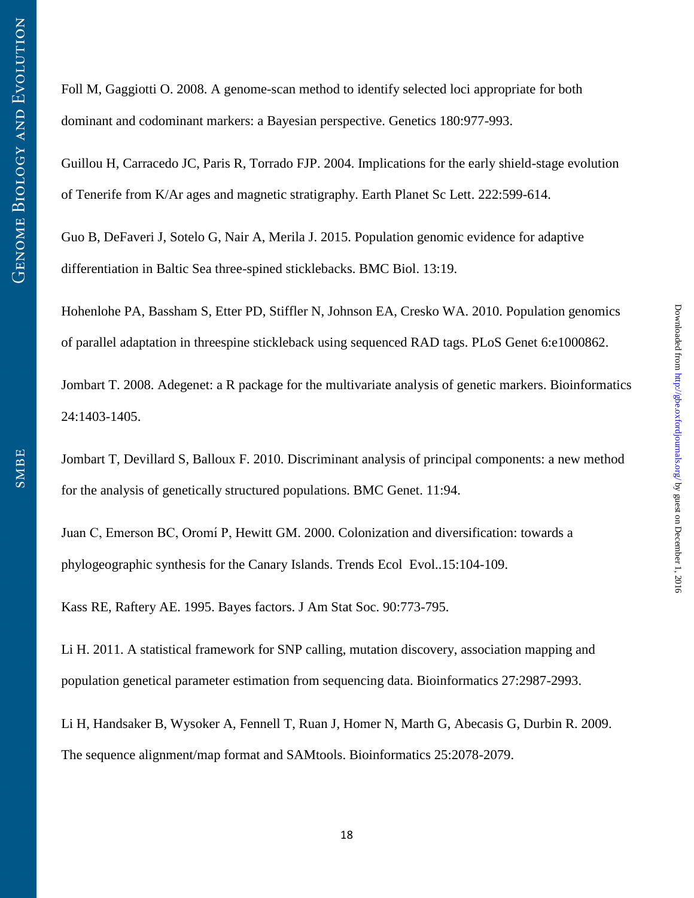Foll M, Gaggiotti O. 2008. A genome-scan method to identify selected loci appropriate for both dominant and codominant markers: a Bayesian perspective. Genetics 180:977-993.

Guillou H, Carracedo JC, Paris R, Torrado FJP. 2004. Implications for the early shield-stage evolution of Tenerife from K/Ar ages and magnetic stratigraphy. Earth Planet Sc Lett. 222:599-614.

Guo B, DeFaveri J, Sotelo G, Nair A, Merila J. 2015. Population genomic evidence for adaptive differentiation in Baltic Sea three-spined sticklebacks. BMC Biol. 13:19.

Hohenlohe PA, Bassham S, Etter PD, Stiffler N, Johnson EA, Cresko WA. 2010. Population genomics of parallel adaptation in threespine stickleback using sequenced RAD tags. PLoS Genet 6:e1000862.

Jombart T. 2008. Adegenet: a R package for the multivariate analysis of genetic markers. Bioinformatics 24:1403-1405.

Jombart T, Devillard S, Balloux F. 2010. Discriminant analysis of principal components: a new method for the analysis of genetically structured populations. BMC Genet. 11:94.

Juan C, Emerson BC, Oromí P, Hewitt GM. 2000. Colonization and diversification: towards a phylogeographic synthesis for the Canary Islands. Trends Ecol Evol..15:104-109.

Kass RE, Raftery AE. 1995. Bayes factors. J Am Stat Soc. 90:773-795.

Li H. 2011. A statistical framework for SNP calling, mutation discovery, association mapping and population genetical parameter estimation from sequencing data. Bioinformatics 27:2987-2993.

Li H, Handsaker B, Wysoker A, Fennell T, Ruan J, Homer N, Marth G, Abecasis G, Durbin R. 2009. The sequence alignment/map format and SAMtools. Bioinformatics 25:2078-2079.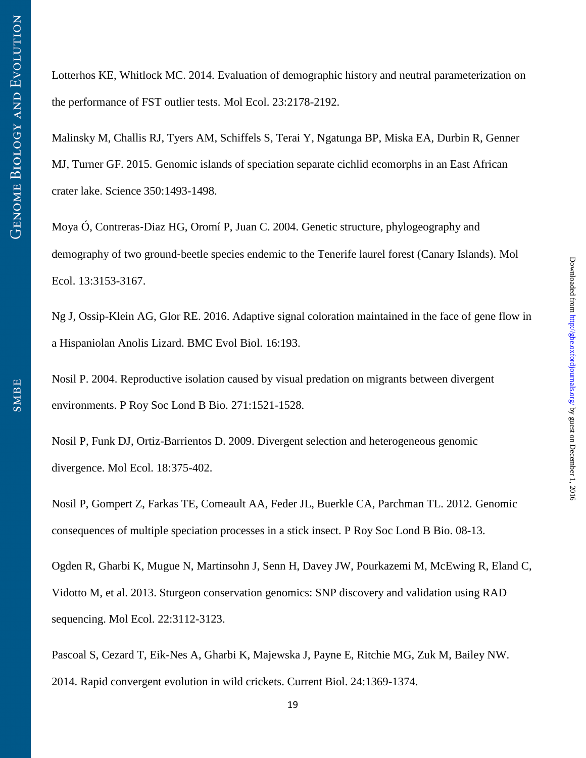Lotterhos KE, Whitlock MC. 2014. Evaluation of demographic history and neutral parameterization on the performance of FST outlier tests. Mol Ecol. 23:2178-2192.

Malinsky M, Challis RJ, Tyers AM, Schiffels S, Terai Y, Ngatunga BP, Miska EA, Durbin R, Genner MJ, Turner GF. 2015. Genomic islands of speciation separate cichlid ecomorphs in an East African crater lake. Science 350:1493-1498.

Moya Ó, Contreras-Diaz HG, Oromí P, Juan C. 2004. Genetic structure, phylogeography and demography of two ground-beetle species endemic to the Tenerife laurel forest (Canary Islands). Mol Ecol. 13:3153-3167.

Ng J, Ossip-Klein AG, Glor RE. 2016. Adaptive signal coloration maintained in the face of gene flow in a Hispaniolan Anolis Lizard. BMC Evol Biol. 16:193.

Nosil P. 2004. Reproductive isolation caused by visual predation on migrants between divergent environments. P Roy Soc Lond B Bio. 271:1521-1528.

Nosil P, Funk DJ, Ortiz-Barrientos D. 2009. Divergent selection and heterogeneous genomic divergence. Mol Ecol. 18:375-402.

Nosil P, Gompert Z, Farkas TE, Comeault AA, Feder JL, Buerkle CA, Parchman TL. 2012. Genomic consequences of multiple speciation processes in a stick insect. P Roy Soc Lond B Bio. 08-13.

Ogden R, Gharbi K, Mugue N, Martinsohn J, Senn H, Davey JW, Pourkazemi M, McEwing R, Eland C, Vidotto M, et al. 2013. Sturgeon conservation genomics: SNP discovery and validation using RAD sequencing. Mol Ecol. 22:3112-3123.

Pascoal S, Cezard T, Eik-Nes A, Gharbi K, Majewska J, Payne E, Ritchie MG, Zuk M, Bailey NW. 2014. Rapid convergent evolution in wild crickets. Current Biol. 24:1369-1374.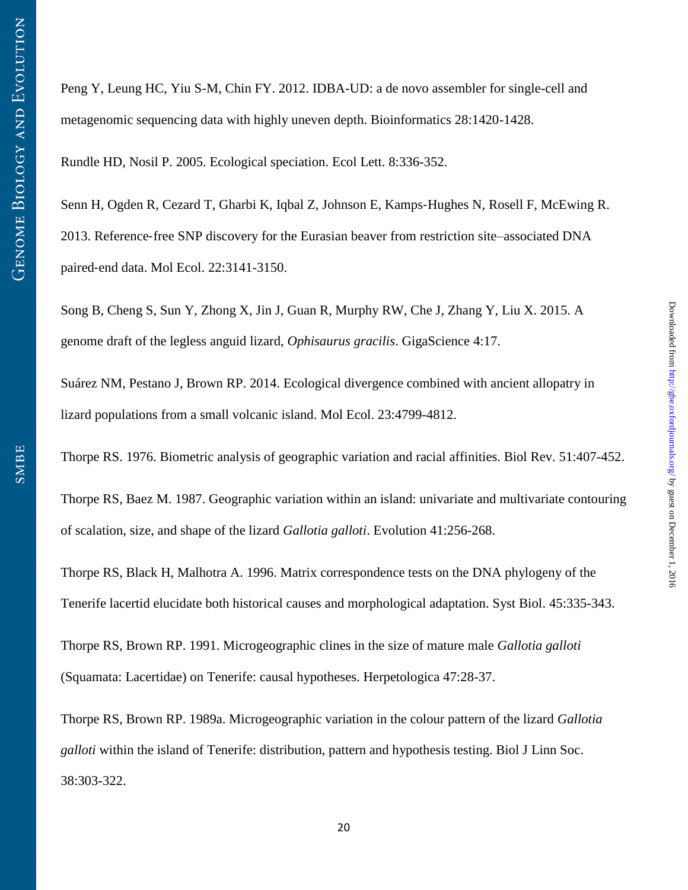Peng Y, Leung HC, Yiu S-M, Chin FY. 2012. IDBA-UD: a de novo assembler for single-cell and metagenomic sequencing data with highly uneven depth. Bioinformatics 28:1420-1428.

Rundle HD, Nosil P. 2005. Ecological speciation. Ecol Lett. 8:336-352.

Senn H, Ogden R, Cezard T, Gharbi K, Iqbal Z, Johnson E, Kamps-Hughes N, Rosell F, McEwing R. 2013. Reference-free SNP discovery for the Eurasian beaver from restriction site–associated DNA paired-end data. Mol Ecol. 22:3141-3150.

Song B, Cheng S, Sun Y, Zhong X, Jin J, Guan R, Murphy RW, Che J, Zhang Y, Liu X. 2015. A genome draft of the legless anguid lizard, *Ophisaurus gracilis*. GigaScience 4:17.

Suárez NM, Pestano J, Brown RP. 2014. Ecological divergence combined with ancient allopatry in lizard populations from a small volcanic island. Mol Ecol. 23:4799-4812.

Thorpe RS. 1976. Biometric analysis of geographic variation and racial affinities. Biol Rev. 51:407-452.

Thorpe RS, Baez M. 1987. Geographic variation within an island: univariate and multivariate contouring of scalation, size, and shape of the lizard *Gallotia galloti*. Evolution 41:256-268.

Thorpe RS, Black H, Malhotra A. 1996. Matrix correspondence tests on the DNA phylogeny of the Tenerife lacertid elucidate both historical causes and morphological adaptation. Syst Biol. 45:335-343.

Thorpe RS, Brown RP. 1991. Microgeographic clines in the size of mature male *Gallotia galloti* (Squamata: Lacertidae) on Tenerife: causal hypotheses. Herpetologica 47:28-37.

Thorpe RS, Brown RP. 1989a. Microgeographic variation in the colour pattern of the lizard *Gallotia galloti* within the island of Tenerife: distribution, pattern and hypothesis testing. Biol J Linn Soc. 38:303-322.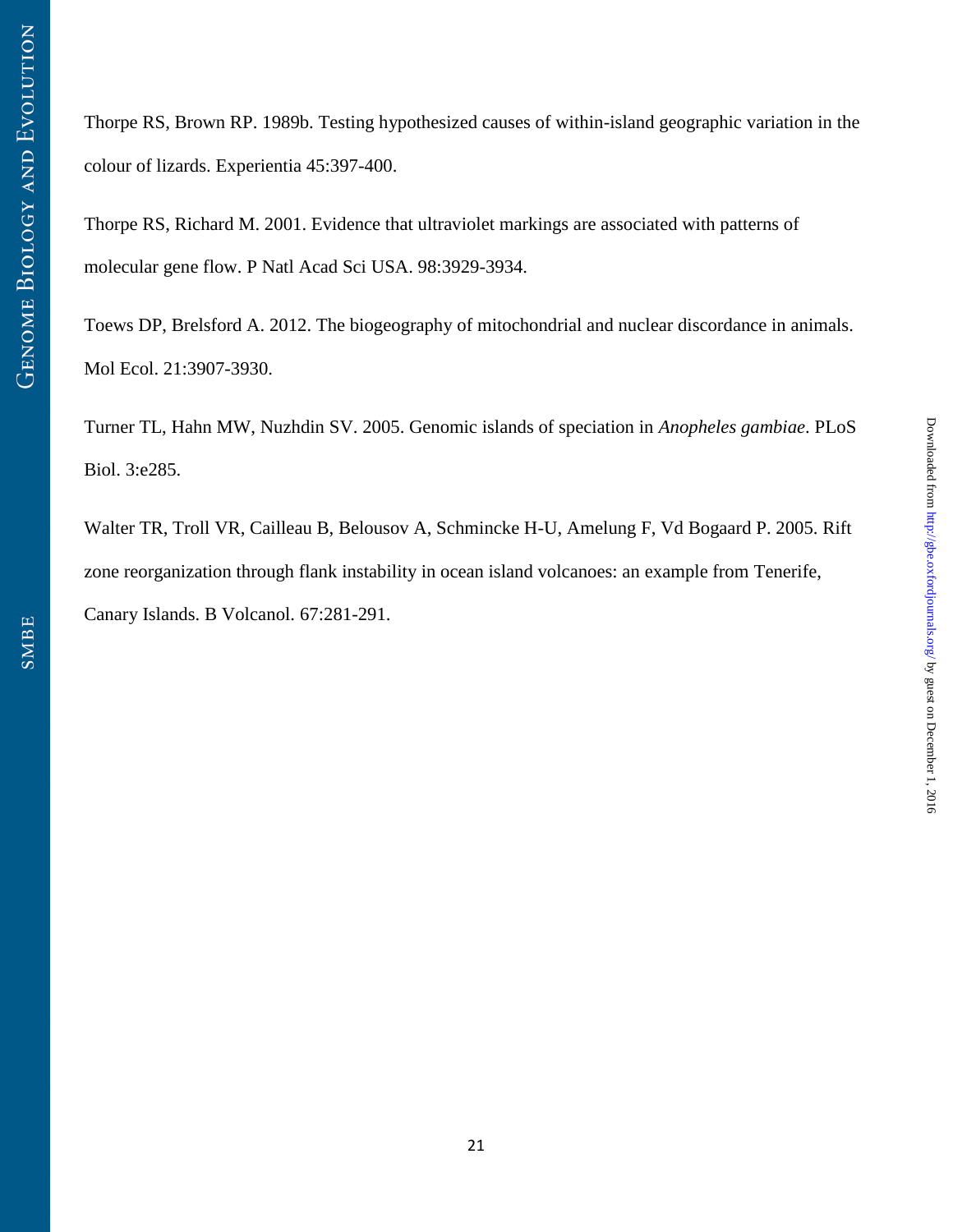Thorpe RS, Brown RP. 1989b. Testing hypothesized causes of within-island geographic variation in the colour of lizards. Experientia 45:397-400.

Thorpe RS, Richard M. 2001. Evidence that ultraviolet markings are associated with patterns of molecular gene flow. P Natl Acad Sci USA. 98:3929-3934.

Toews DP, Brelsford A. 2012. The biogeography of mitochondrial and nuclear discordance in animals. Mol Ecol. 21:3907-3930.

Turner TL, Hahn MW, Nuzhdin SV. 2005. Genomic islands of speciation in *Anopheles gambiae*. PLoS Biol. 3:e285.

Walter TR, Troll VR, Cailleau B, Belousov A, Schmincke H-U, Amelung F, Vd Bogaard P. 2005. Rift zone reorganization through flank instability in ocean island volcanoes: an example from Tenerife, Canary Islands. B Volcanol. 67:281-291.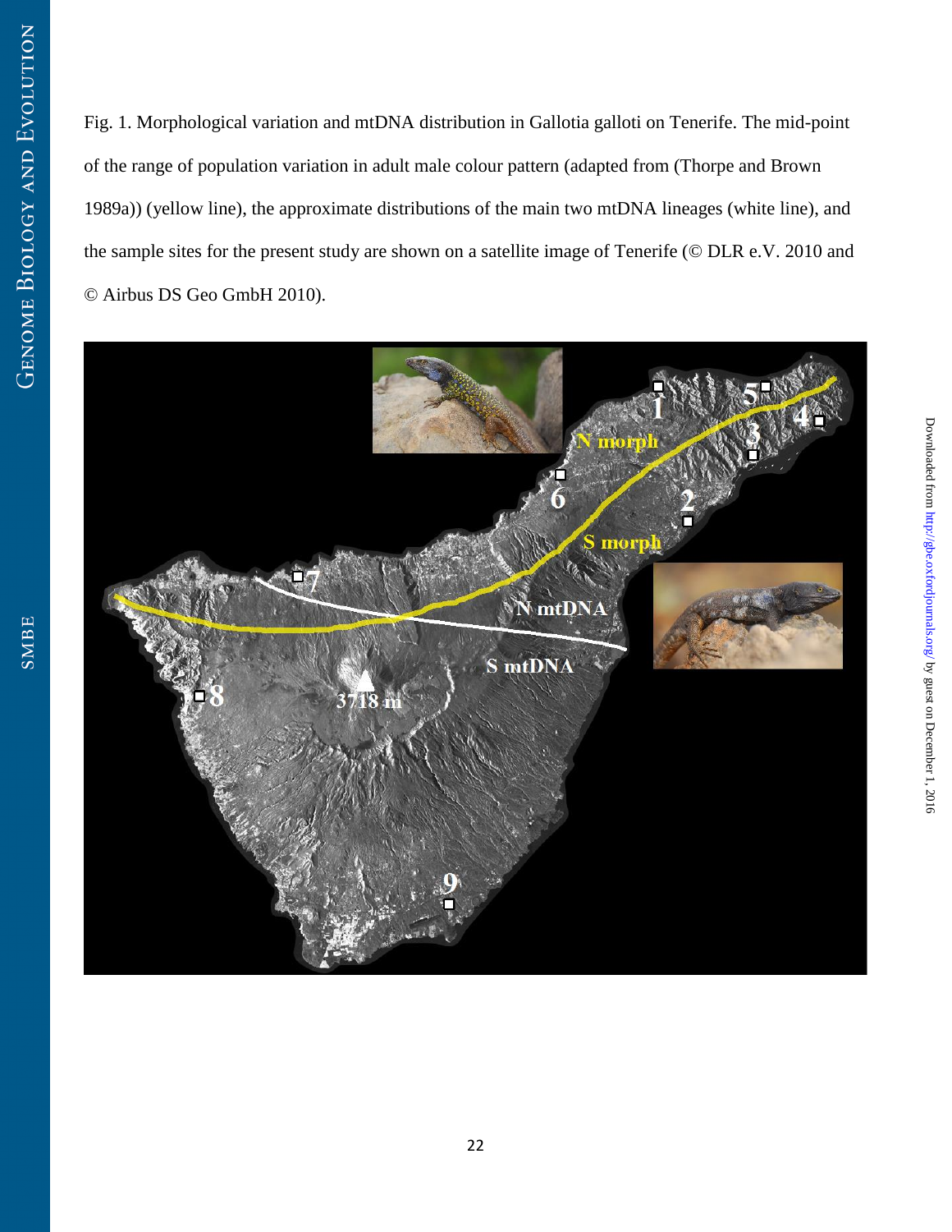Fig. 1. Morphological variation and mtDNA distribution in Gallotia galloti on Tenerife. The mid-point of the range of population variation in adult male colour pattern (adapted from (Thorpe and Brown 1989a)) (yellow line), the approximate distributions of the main two mtDNA lineages (white line), and the sample sites for the present study are shown on a satellite image of Tenerife (© DLR e.V. 2010 and © Airbus DS Geo GmbH 2010).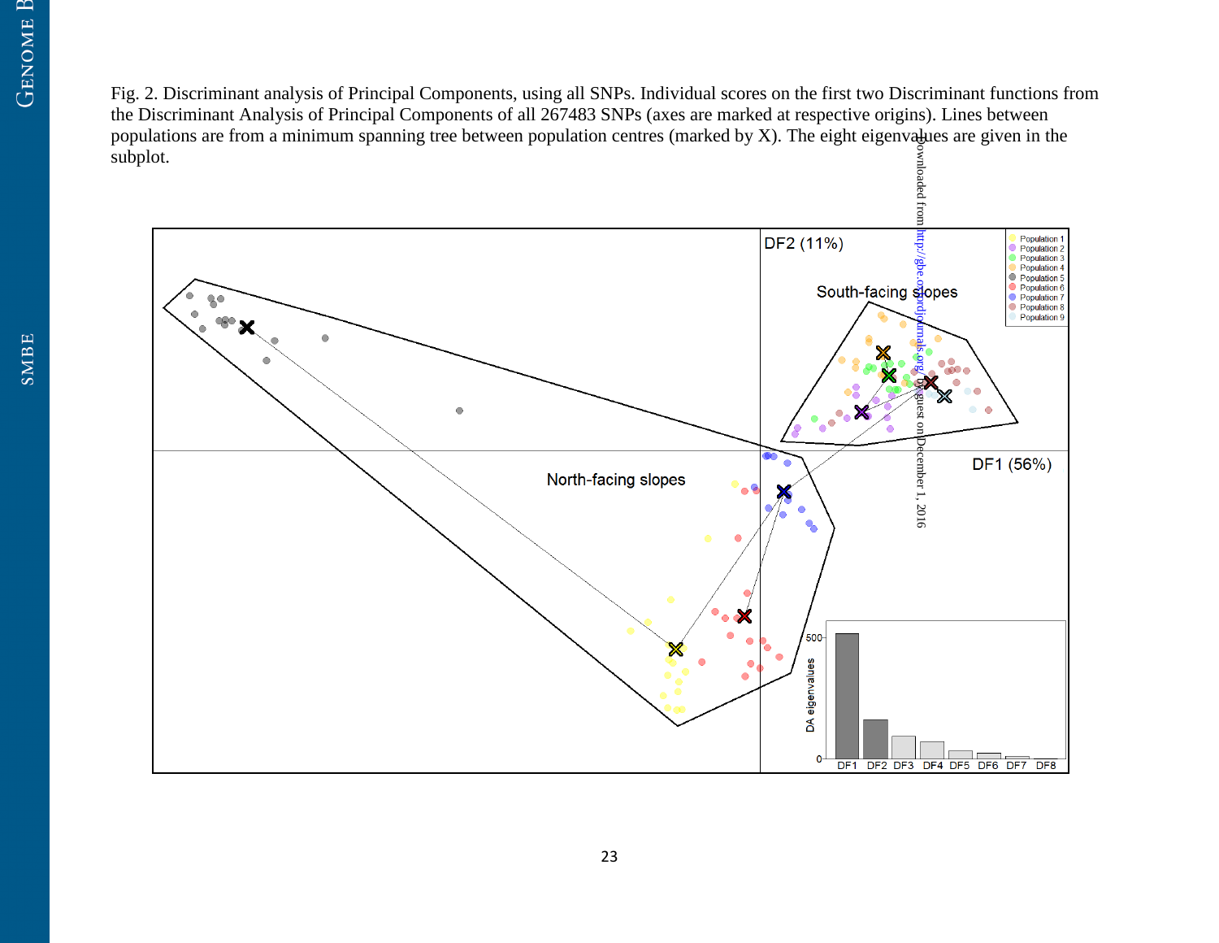Fig. 2. Discriminant analysis of Principal Components, using all SNPs. Individual scores on the first two Discriminant functions from the Discriminant Analysis of Principal Components of all 267483 SNPs (axes are marked at respective origins). Lines between populations are from a minimum spanning tree between population centres (marked by X). The eight eigenvalues are given in the subplot.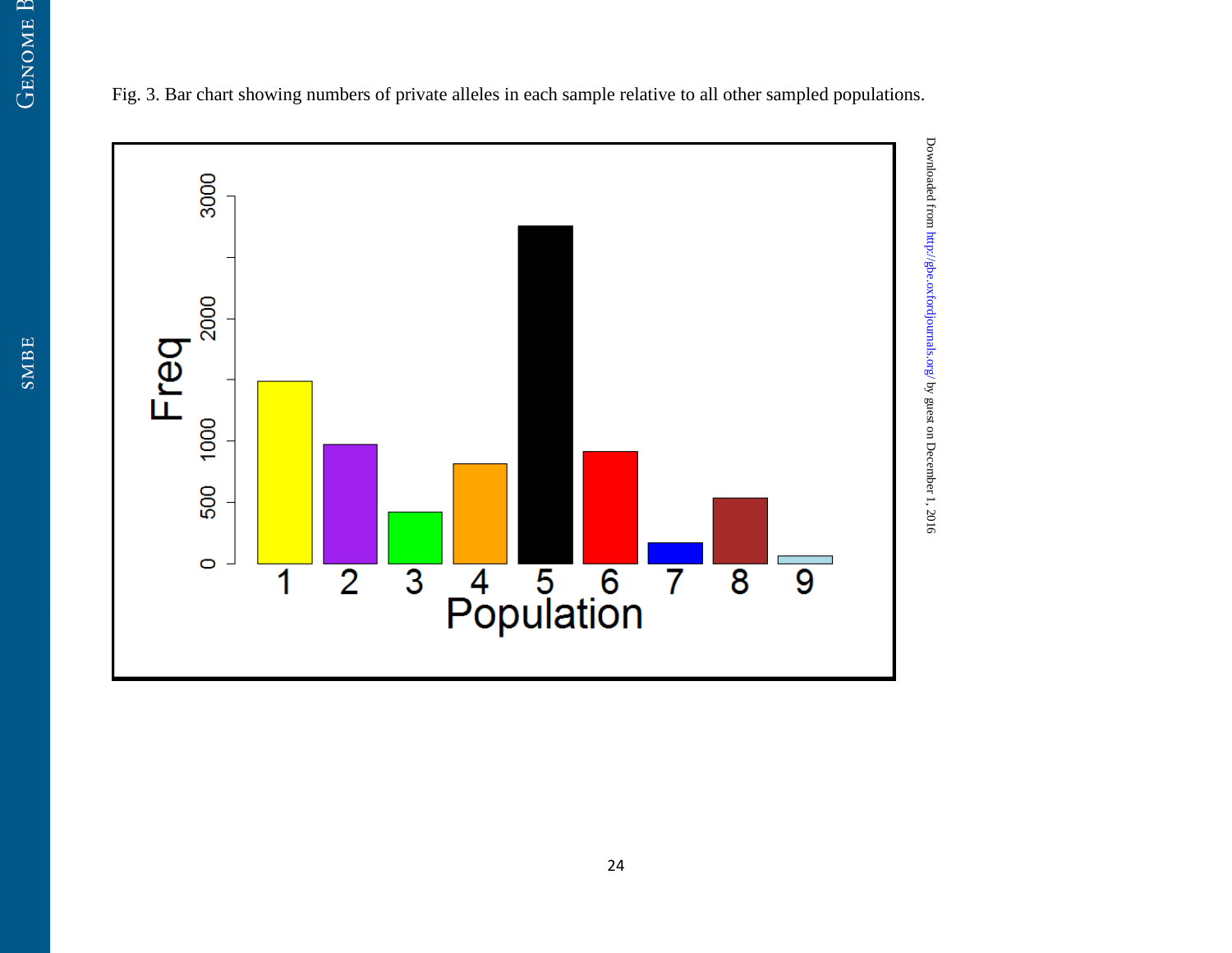Fig. 3. Bar chart showing numbers of private alleles in each sample relative to all other sampled populations.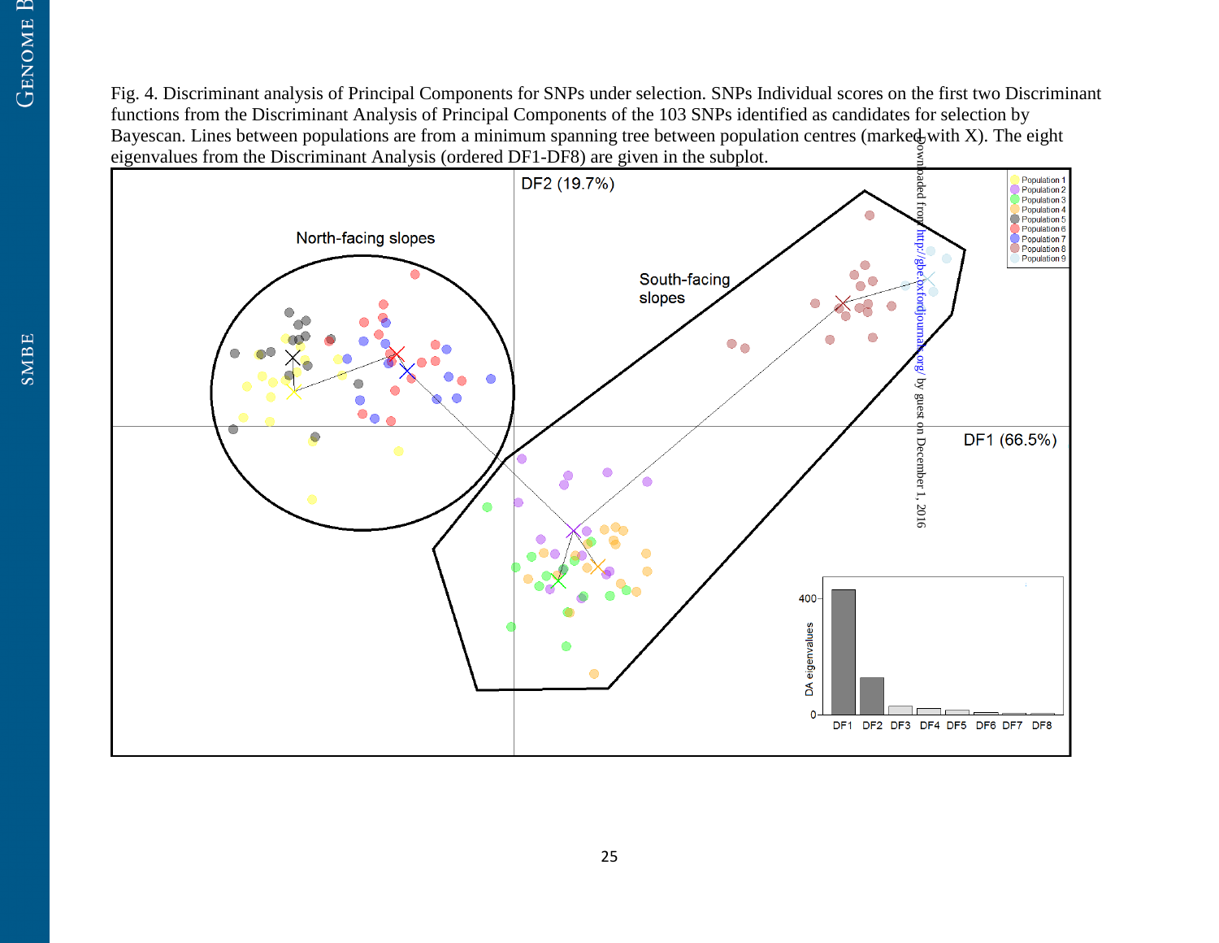Fig. 4. Discriminant analysis of Principal Components for SNPs under selection. SNPs Individual scores on the first two Discriminant functions from the Discriminant Analysis of Principal Components of the 103 SNPs identified as candidates for selection by Bayescan. Lines between populations are from a minimum spanning tree between population centres (marked with X). The eight eigenvalues from the Discriminant Analysis (ordered DF1-DF8) are given in the subplot.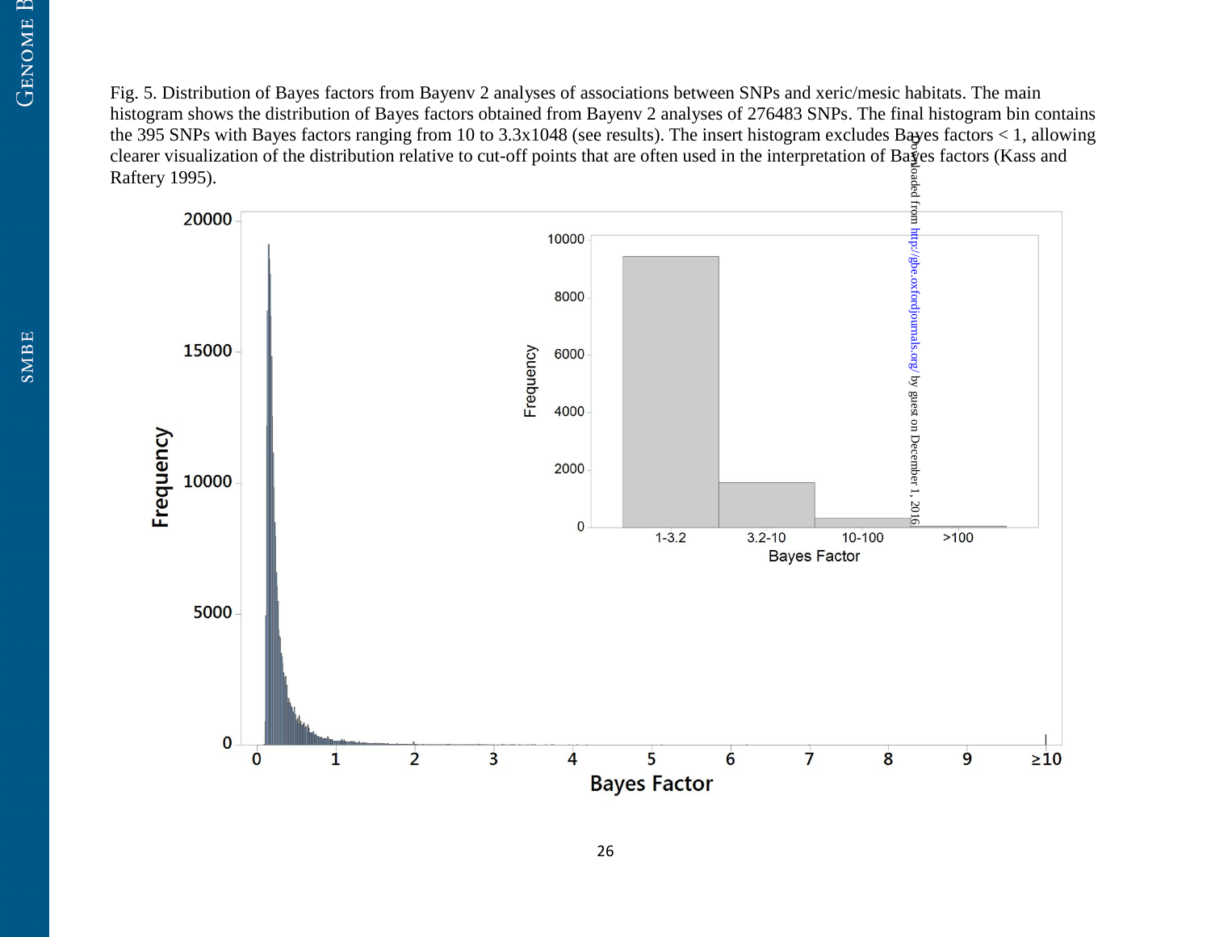Fig. 5. Distribution of Bayes factors from Bayenv 2 analyses of associations between SNPs and xeric/mesic habitats. The main histogram shows the distribution of Bayes factors obtained from Bayenv 2 analyses of 276483 SNPs. The final histogram bin contains the 395 SNPs with Bayes factors ranging from 10 to 3.3x1048 (see results). The insert histogram excludes Bayes factors < 1, allowing clearer visualization of the distribution relative to cut-off points that are often used in the interpretation of Bayes factors (Kass and Raftery 1995).

Frequency

20000

15000

10000

5000

0

0 1 2 3 4 5 6 7 8 9 ≥10

Bayes Factor

Frequency

10000

8000

6000

4000

2000

0

1-3.2 3.2-10 10-100 >100

Bayes Factor